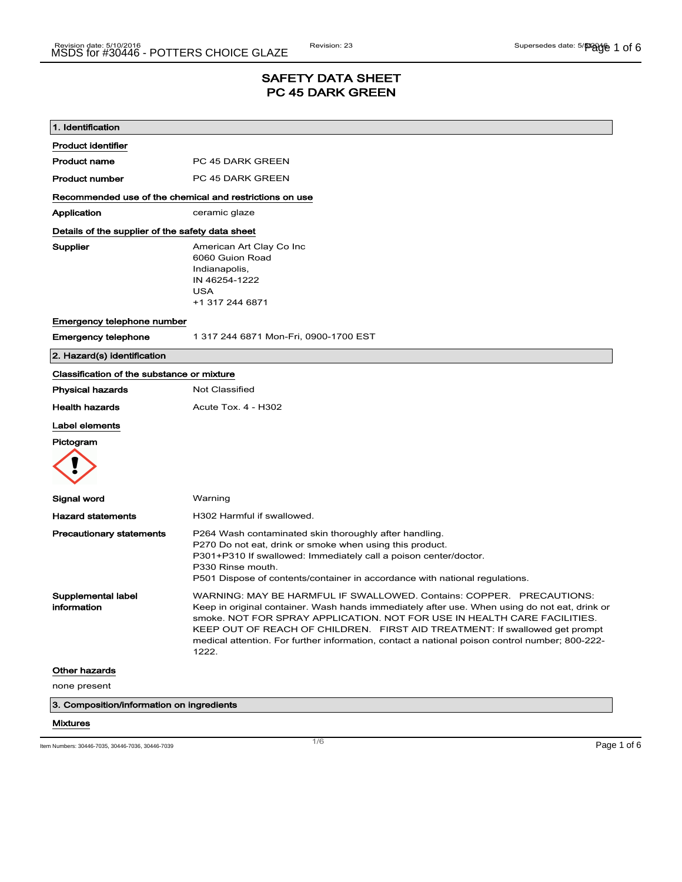# SAFETY DATA SHEET
# PC 45 DARK GREEN

## 1. Identification

**Product identifier**

| | |
|---|---|
| **Product name** | PC 45 DARK GREEN |
| **Product number** | PC 45 DARK GREEN |

**Recommended use of the chemical and restrictions on use**

| | |
|---|---|
| **Application** | ceramic glaze |

**Details of the supplier of the safety data sheet**

**Supplier**
American Art Clay Co Inc
6060 Guion Road
Indianapolis,
IN 46254-1222
USA
+1 317 244 6871

**Emergency telephone number**

| | |
|---|---|
| **Emergency telephone** | 1 317 244 6871 Mon-Fri, 0900-1700 EST |

## 2. Hazard(s) identification

**Classification of the substance or mixture**

| | |
|---|---|
| **Physical hazards** | Not Classified |
| **Health hazards** | Acute Tox. 4 - H302 |

**Label elements**

**Pictogram**

| | |
|---|---|
| **Signal word** | Warning |
| **Hazard statements** | H302 Harmful if swallowed. |
| **Precautionary statements** | P264 Wash contaminated skin thoroughly after handling.<br>P270 Do not eat, drink or smoke when using this product.<br>P301+P310 If swallowed: Immediately call a poison center/doctor.<br>P330 Rinse mouth.<br>P501 Dispose of contents/container in accordance with national regulations. |
| **Supplemental label information** | WARNING: MAY BE HARMFUL IF SWALLOWED. Contains: COPPER. PRECAUTIONS: Keep in original container. Wash hands immediately after use. When using do not eat, drink or smoke. NOT FOR SPRAY APPLICATION. NOT FOR USE IN HEALTH CARE FACILITIES. KEEP OUT OF REACH OF CHILDREN. FIRST AID TREATMENT: If swallowed get prompt medical attention. For further information, contact a national poison control number; 800-222-1222. |

**Other hazards**

none present

## 3. Composition/information on ingredients

**Mixtures**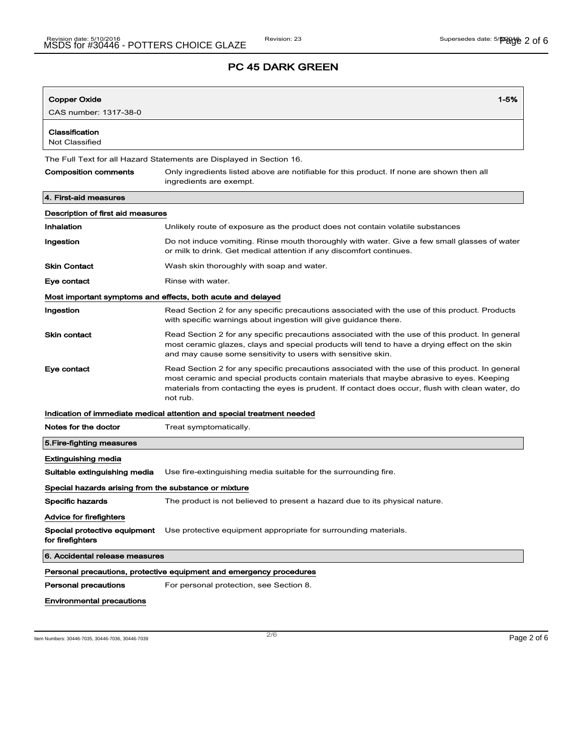## PC 45 DARK GREEN

| **Copper Oxide** | **1-5%** |
|---|---|
| CAS number: 1317-38-0 | |
| **Classification** | |
| Not Classified | |

The Full Text for all Hazard Statements are Displayed in Section 16.

**Composition comments** Only ingredients listed above are notifiable for this product. If none are shown then all ingredients are exempt.

### 4. First-aid measures

#### Description of first aid measures

**Inhalation** Unlikely route of exposure as the product does not contain volatile substances

**Ingestion** Do not induce vomiting. Rinse mouth thoroughly with water. Give a few small glasses of water or milk to drink. Get medical attention if any discomfort continues.

**Skin Contact** Wash skin thoroughly with soap and water.

**Eye contact** Rinse with water.

#### Most important symptoms and effects, both acute and delayed

**Ingestion** Read Section 2 for any specific precautions associated with the use of this product. Products with specific warnings about ingestion will give guidance there.

**Skin contact** Read Section 2 for any specific precautions associated with the use of this product. In general most ceramic glazes, clays and special products will tend to have a drying effect on the skin and may cause some sensitivity to users with sensitive skin.

**Eye contact** Read Section 2 for any specific precautions associated with the use of this product. In general most ceramic and special products contain materials that maybe abrasive to eyes. Keeping materials from contacting the eyes is prudent. If contact does occur, flush with clean water, do not rub.

#### Indication of immediate medical attention and special treatment needed

**Notes for the doctor** Treat symptomatically.

### 5.Fire-fighting measures

#### Extinguishing media

**Suitable extinguishing media** Use fire-extinguishing media suitable for the surrounding fire.

#### Special hazards arising from the substance or mixture

**Specific hazards** The product is not believed to present a hazard due to its physical nature.

#### Advice for firefighters

**Special protective equipment for firefighters** Use protective equipment appropriate for surrounding materials.

### 6. Accidental release measures

#### Personal precautions, protective equipment and emergency procedures

**Personal precautions** For personal protection, see Section 8.

#### Environmental precautions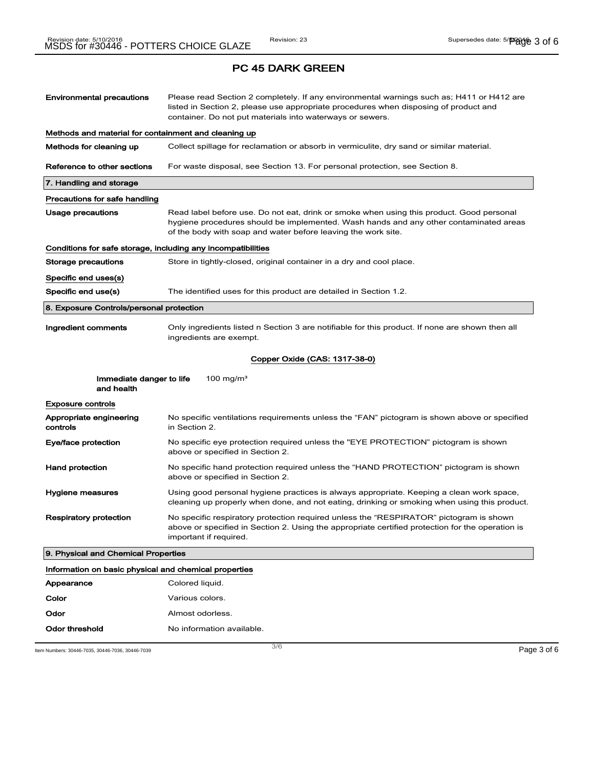## PC 45 DARK GREEN

**Environmental precautions** Please read Section 2 completely. If any environmental warnings such as; H411 or H412 are listed in Section 2, please use appropriate procedures when disposing of product and container. Do not put materials into waterways or sewers.

### Methods and material for containment and cleaning up

**Methods for cleaning up** Collect spillage for reclamation or absorb in vermiculite, dry sand or similar material.

**Reference to other sections** For waste disposal, see Section 13. For personal protection, see Section 8.

## 7. Handling and storage

### Precautions for safe handling

**Usage precautions** Read label before use. Do not eat, drink or smoke when using this product. Good personal hygiene procedures should be implemented. Wash hands and any other contaminated areas of the body with soap and water before leaving the work site.

### Conditions for safe storage, including any incompatibilities

**Storage precautions** Store in tightly-closed, original container in a dry and cool place.

### Specific end uses(s)

**Specific end use(s)** The identified uses for this product are detailed in Section 1.2.

## 8. Exposure Controls/personal protection

**Ingredient comments** Only ingredients listed n Section 3 are notifiable for this product. If none are shown then all ingredients are exempt.

**Copper Oxide (CAS: 1317-38-0)**

**Immediate danger to life and health** 100 mg/m³

### Exposure controls

**Appropriate engineering controls** No specific ventilations requirements unless the "FAN" pictogram is shown above or specified in Section 2.

**Eye/face protection** No specific eye protection required unless the "EYE PROTECTION" pictogram is shown above or specified in Section 2.

**Hand protection** No specific hand protection required unless the "HAND PROTECTION" pictogram is shown above or specified in Section 2.

**Hygiene measures** Using good personal hygiene practices is always appropriate. Keeping a clean work space, cleaning up properly when done, and not eating, drinking or smoking when using this product.

**Respiratory protection** No specific respiratory protection required unless the "RESPIRATOR" pictogram is shown above or specified in Section 2. Using the appropriate certified protection for the operation is important if required.

## 9. Physical and Chemical Properties

### Information on basic physical and chemical properties

**Appearance** Colored liquid.

**Color** Various colors.

**Odor** Almost odorless.

**Odor threshold** No information available.

Item Numbers: 30446-7035, 30446-7036, 30446-7039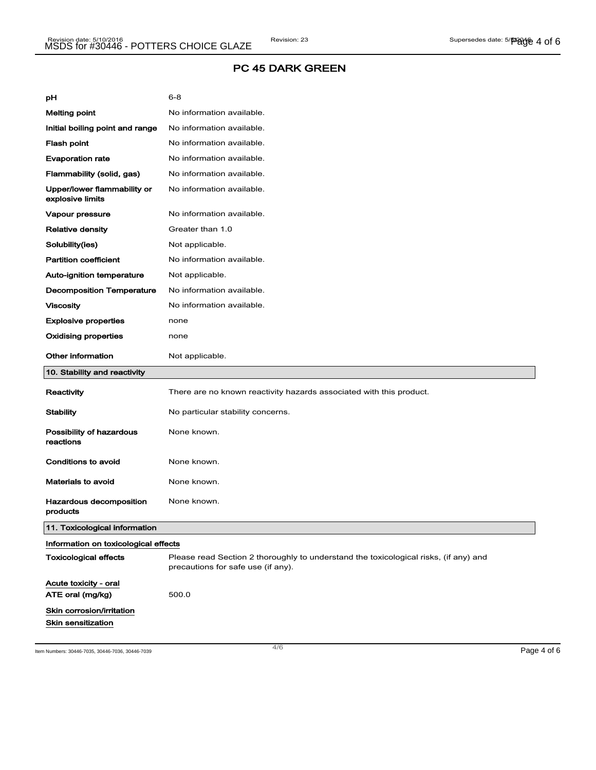## PC 45 DARK GREEN

| | |
|---|---|
| **pH** | 6-8 |
| **Melting point** | No information available. |
| **Initial boiling point and range** | No information available. |
| **Flash point** | No information available. |
| **Evaporation rate** | No information available. |
| **Flammability (solid, gas)** | No information available. |
| **Upper/lower flammability or explosive limits** | No information available. |
| **Vapour pressure** | No information available. |
| **Relative density** | Greater than 1.0 |
| **Solubility(ies)** | Not applicable. |
| **Partition coefficient** | No information available. |
| **Auto-ignition temperature** | Not applicable. |
| **Decomposition Temperature** | No information available. |
| **Viscosity** | No information available. |
| **Explosive properties** | none |
| **Oxidising properties** | none |
| **Other information** | Not applicable. |

### 10. Stability and reactivity

| | |
|---|---|
| **Reactivity** | There are no known reactivity hazards associated with this product. |
| **Stability** | No particular stability concerns. |
| **Possibility of hazardous reactions** | None known. |
| **Conditions to avoid** | None known. |
| **Materials to avoid** | None known. |
| **Hazardous decomposition products** | None known. |

### 11. Toxicological information

**Information on toxicological effects**

| | |
|---|---|
| **Toxicological effects** | Please read Section 2 thoroughly to understand the toxicological risks, (if any) and precautions for safe use (if any). |

**Acute toxicity - oral**

| | |
|---|---|
| **ATE oral (mg/kg)** | 500.0 |

**Skin corrosion/irritation**

**Skin sensitization**

Item Numbers: 30446-7035, 30446-7036, 30446-7039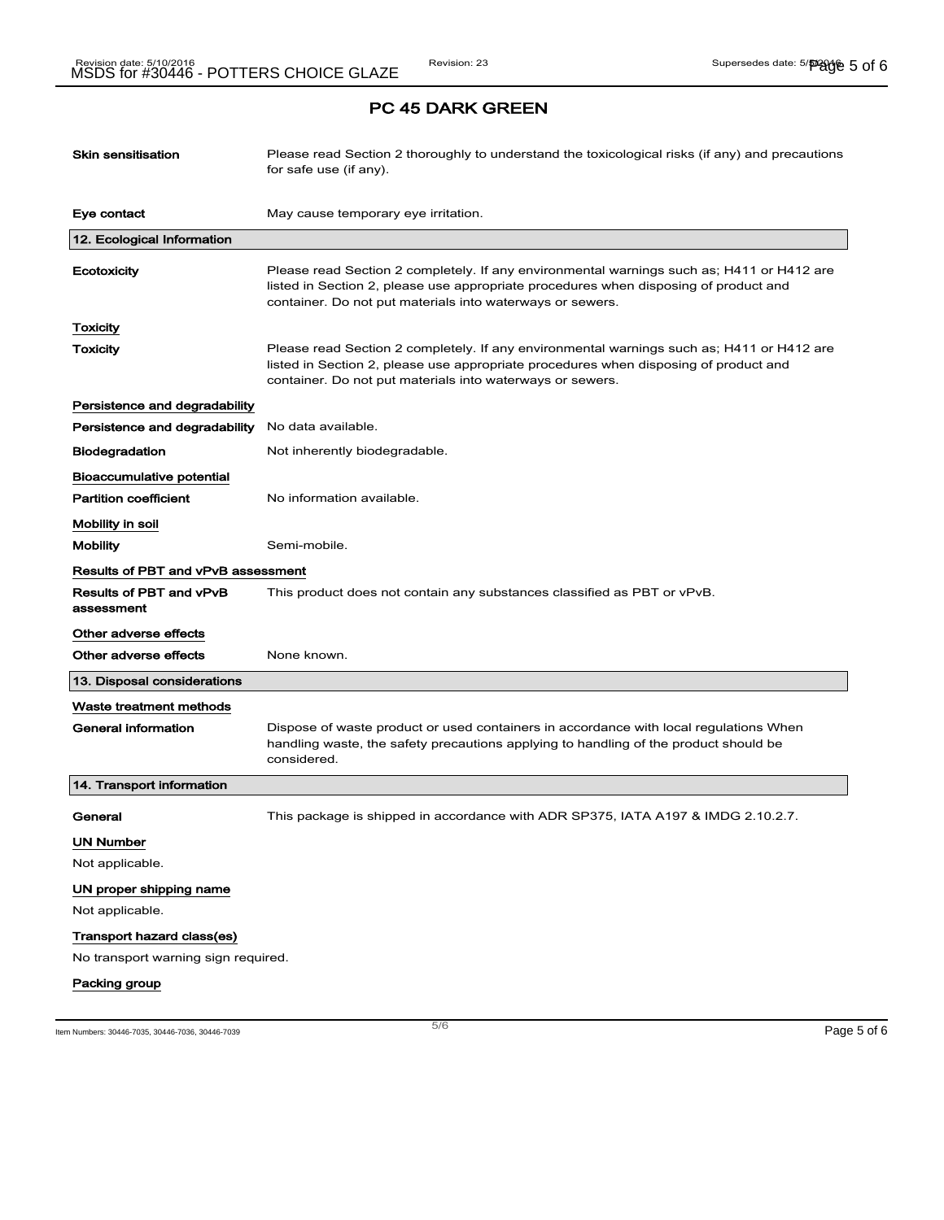## PC 45 DARK GREEN

| | |
|---|---|
| **Skin sensitisation** | Please read Section 2 thoroughly to understand the toxicological risks (if any) and precautions for safe use (if any). |
| **Eye contact** | May cause temporary eye irritation. |

### 12. Ecological Information

**Ecotoxicity** Please read Section 2 completely. If any environmental warnings such as; H411 or H412 are listed in Section 2, please use appropriate procedures when disposing of product and container. Do not put materials into waterways or sewers.

**Toxicity**

**Toxicity** Please read Section 2 completely. If any environmental warnings such as; H411 or H412 are listed in Section 2, please use appropriate procedures when disposing of product and container. Do not put materials into waterways or sewers.

**Persistence and degradability**

**Persistence and degradability** No data available.

**Biodegradation** Not inherently biodegradable.

**Bioaccumulative potential**

**Partition coefficient** No information available.

**Mobility in soil**

**Mobility** Semi-mobile.

**Results of PBT and vPvB assessment**

**Results of PBT and vPvB assessment** This product does not contain any substances classified as PBT or vPvB.

**Other adverse effects**

**Other adverse effects** None known.

### 13. Disposal considerations

**Waste treatment methods**

**General information** Dispose of waste product or used containers in accordance with local regulations When handling waste, the safety precautions applying to handling of the product should be considered.

### 14. Transport information

**General** This package is shipped in accordance with ADR SP375, IATA A197 & IMDG 2.10.2.7.

**UN Number**

Not applicable.

**UN proper shipping name**

Not applicable.

**Transport hazard class(es)**

No transport warning sign required.

**Packing group**

Item Numbers: 30446-7035, 30446-7036, 30446-7039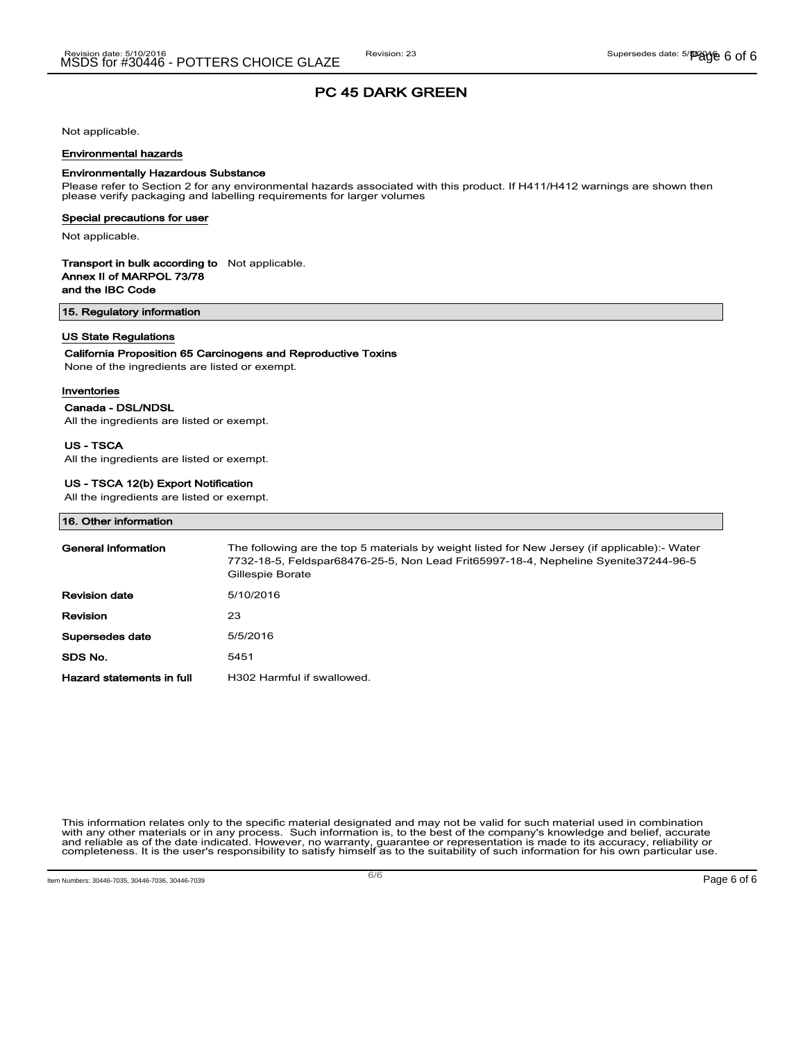## PC 45 DARK GREEN

Not applicable.

**Environmental hazards**

**Environmentally Hazardous Substance**

Please refer to Section 2 for any environmental hazards associated with this product. If H411/H412 warnings are shown then please verify packaging and labelling requirements for larger volumes

**Special precautions for user**

Not applicable.

**Transport in bulk according to Annex II of MARPOL 73/78 and the IBC Code** Not applicable.

## 15. Regulatory information

**US State Regulations**

**California Proposition 65 Carcinogens and Reproductive Toxins**

None of the ingredients are listed or exempt.

**Inventories**

**Canada - DSL/NDSL**

All the ingredients are listed or exempt.

**US - TSCA**

All the ingredients are listed or exempt.

**US - TSCA 12(b) Export Notification**

All the ingredients are listed or exempt.

## 16. Other information

| | |
|---|---|
| **General information** | The following are the top 5 materials by weight listed for New Jersey (if applicable):- Water 7732-18-5, Feldspar68476-25-5, Non Lead Frit65997-18-4, Nepheline Syenite37244-96-5 Gillespie Borate |
| **Revision date** | 5/10/2016 |
| **Revision** | 23 |
| **Supersedes date** | 5/5/2016 |
| **SDS No.** | 5451 |
| **Hazard statements in full** | H302 Harmful if swallowed. |

This information relates only to the specific material designated and may not be valid for such material used in combination with any other materials or in any process. Such information is, to the best of the company's knowledge and belief, accurate and reliable as of the date indicated. However, no warranty, guarantee or representation is made to its accuracy, reliability or completeness. It is the user's responsibility to satisfy himself as to the suitability of such information for his own particular use.

Item Numbers: 30446-7035, 30446-7036, 30446-7039